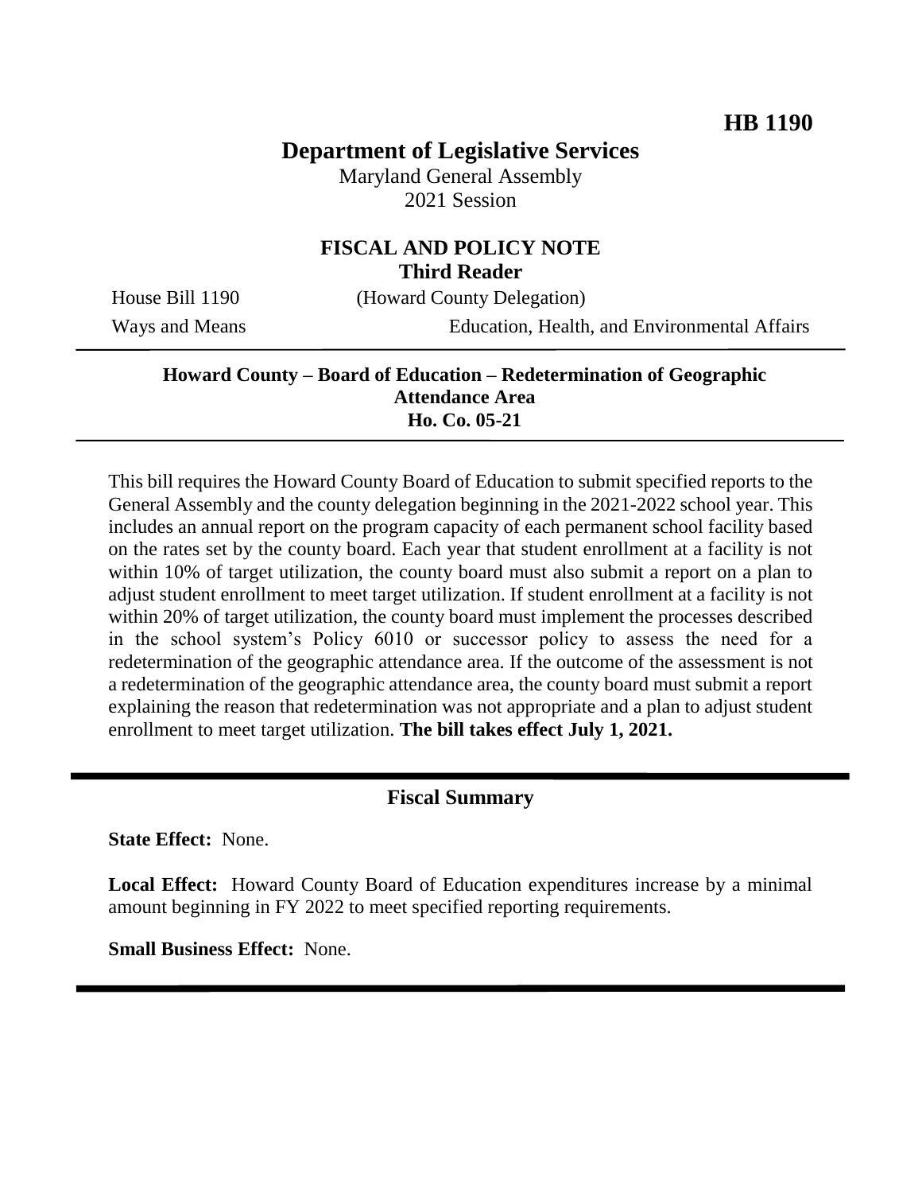**HB 1190**

# Department of Legislative Services

Maryland General Assembly
2021 Session

## FISCAL AND POLICY NOTE
**Third Reader**

House Bill 1190 (Howard County Delegation)
Ways and Means Education, Health, and Environmental Affairs

---

**Howard County – Board of Education – Redetermination of Geographic Attendance Area**
**Ho. Co. 05-21**

---

This bill requires the Howard County Board of Education to submit specified reports to the General Assembly and the county delegation beginning in the 2021-2022 school year. This includes an annual report on the program capacity of each permanent school facility based on the rates set by the county board. Each year that student enrollment at a facility is not within 10% of target utilization, the county board must also submit a report on a plan to adjust student enrollment to meet target utilization. If student enrollment at a facility is not within 20% of target utilization, the county board must implement the processes described in the school system's Policy 6010 or successor policy to assess the need for a redetermination of the geographic attendance area. If the outcome of the assessment is not a redetermination of the geographic attendance area, the county board must submit a report explaining the reason that redetermination was not appropriate and a plan to adjust student enrollment to meet target utilization. **The bill takes effect July 1, 2021.**

---

## Fiscal Summary

**State Effect:** None.

**Local Effect:** Howard County Board of Education expenditures increase by a minimal amount beginning in FY 2022 to meet specified reporting requirements.

**Small Business Effect:** None.

---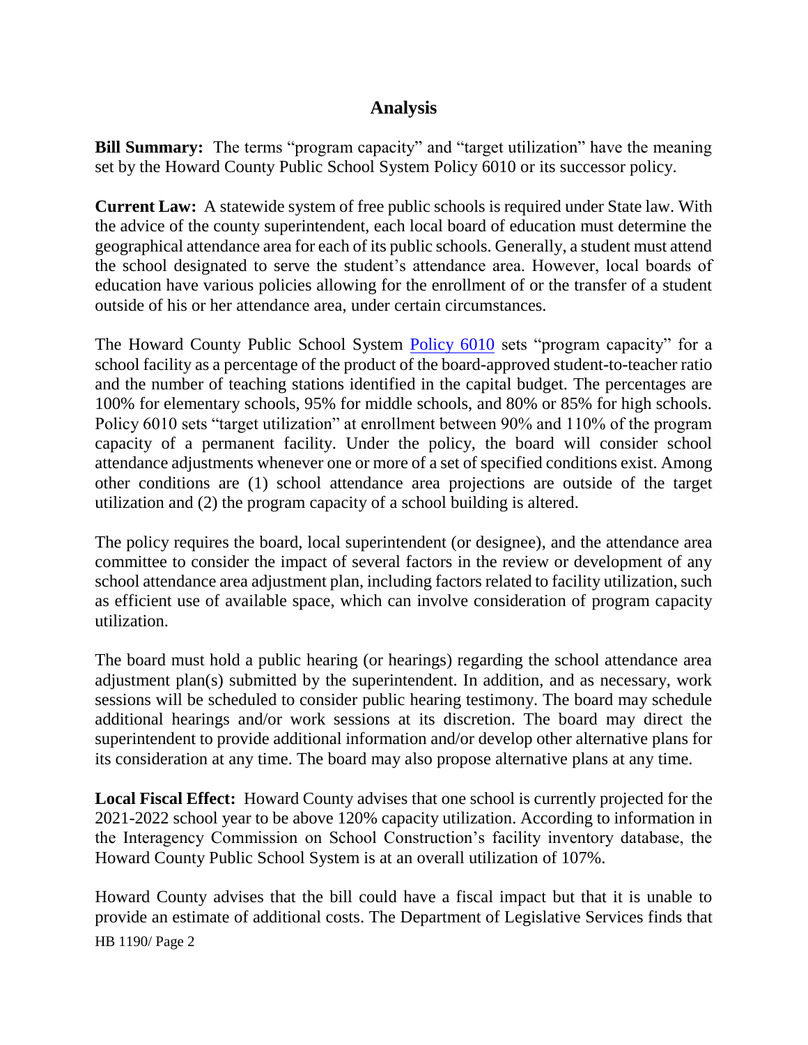## Analysis

**Bill Summary:** The terms "program capacity" and "target utilization" have the meaning set by the Howard County Public School System Policy 6010 or its successor policy.

**Current Law:** A statewide system of free public schools is required under State law. With the advice of the county superintendent, each local board of education must determine the geographical attendance area for each of its public schools. Generally, a student must attend the school designated to serve the student's attendance area. However, local boards of education have various policies allowing for the enrollment of or the transfer of a student outside of his or her attendance area, under certain circumstances.

The Howard County Public School System [Policy 6010](Policy 6010) sets "program capacity" for a school facility as a percentage of the product of the board-approved student-to-teacher ratio and the number of teaching stations identified in the capital budget. The percentages are 100% for elementary schools, 95% for middle schools, and 80% or 85% for high schools. Policy 6010 sets "target utilization" at enrollment between 90% and 110% of the program capacity of a permanent facility. Under the policy, the board will consider school attendance adjustments whenever one or more of a set of specified conditions exist. Among other conditions are (1) school attendance area projections are outside of the target utilization and (2) the program capacity of a school building is altered.

The policy requires the board, local superintendent (or designee), and the attendance area committee to consider the impact of several factors in the review or development of any school attendance area adjustment plan, including factors related to facility utilization, such as efficient use of available space, which can involve consideration of program capacity utilization.

The board must hold a public hearing (or hearings) regarding the school attendance area adjustment plan(s) submitted by the superintendent. In addition, and as necessary, work sessions will be scheduled to consider public hearing testimony. The board may schedule additional hearings and/or work sessions at its discretion. The board may direct the superintendent to provide additional information and/or develop other alternative plans for its consideration at any time. The board may also propose alternative plans at any time.

**Local Fiscal Effect:** Howard County advises that one school is currently projected for the 2021-2022 school year to be above 120% capacity utilization. According to information in the Interagency Commission on School Construction's facility inventory database, the Howard County Public School System is at an overall utilization of 107%.

Howard County advises that the bill could have a fiscal impact but that it is unable to provide an estimate of additional costs. The Department of Legislative Services finds that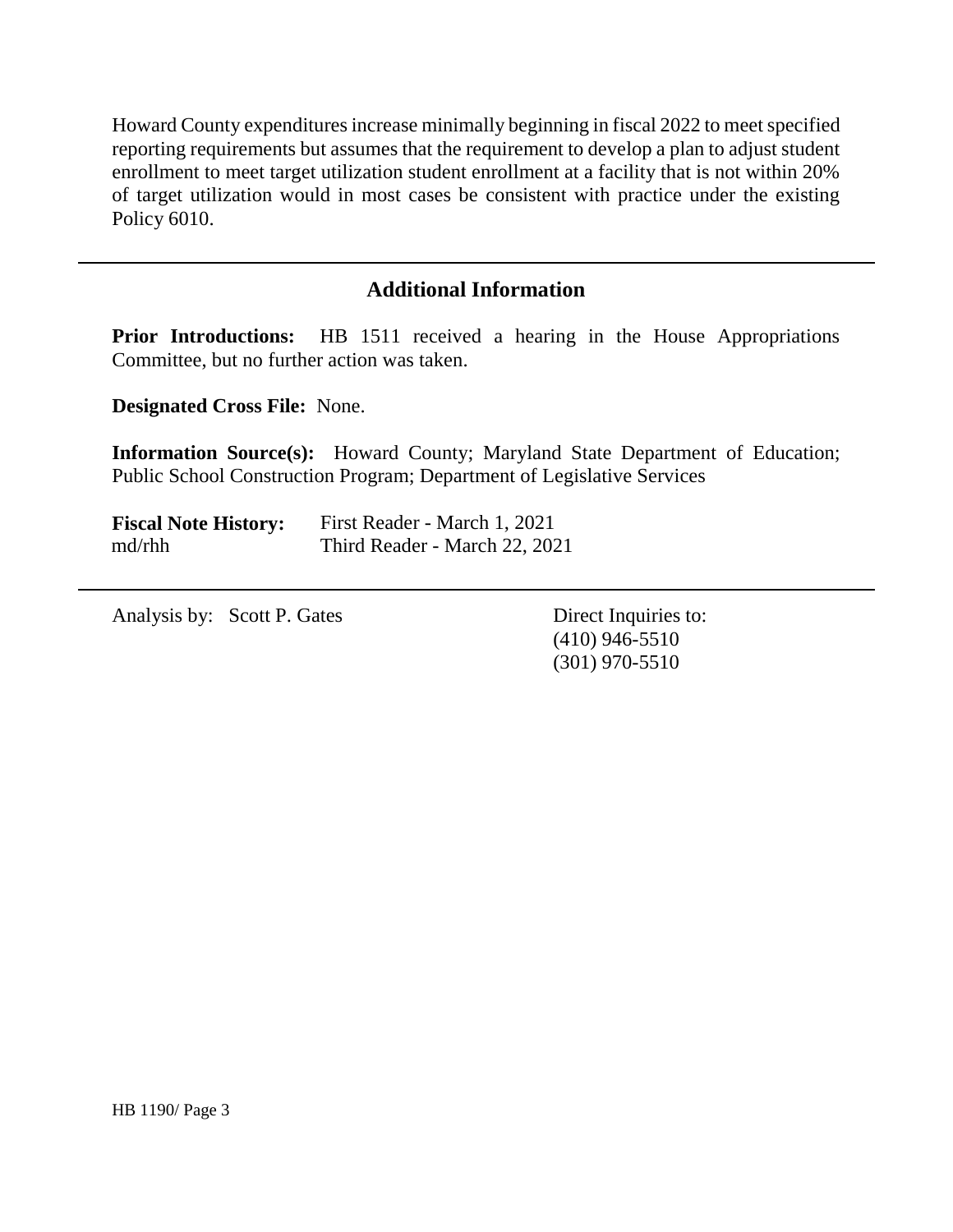Howard County expenditures increase minimally beginning in fiscal 2022 to meet specified reporting requirements but assumes that the requirement to develop a plan to adjust student enrollment to meet target utilization student enrollment at a facility that is not within 20% of target utilization would in most cases be consistent with practice under the existing Policy 6010.

## Additional Information

**Prior Introductions:** HB 1511 received a hearing in the House Appropriations Committee, but no further action was taken.

**Designated Cross File:** None.

**Information Source(s):** Howard County; Maryland State Department of Education; Public School Construction Program; Department of Legislative Services

| | |
|---|---|
| **Fiscal Note History:** | First Reader - March 1, 2021 |
| md/rhh | Third Reader - March 22, 2021 |

Analysis by: Scott P. Gates

Direct Inquiries to:
(410) 946-5510
(301) 970-5510